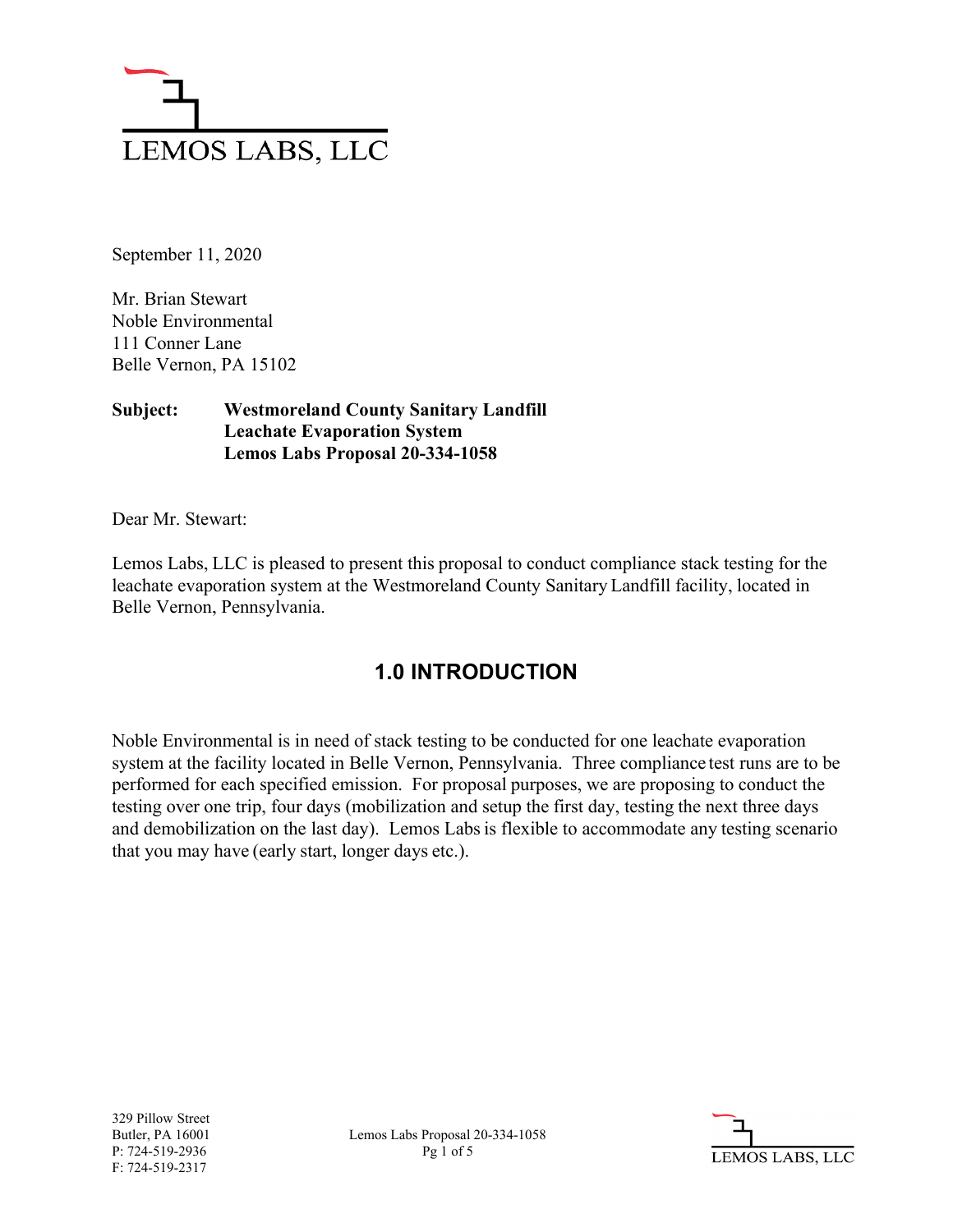LEMOS LABS, LLC

September 11, 2020

Mr. Brian Stewart
Noble Environmental
111 Conner Lane
Belle Vernon, PA 15102

**Subject: Westmoreland County Sanitary Landfill**
**Leachate Evaporation System**
**Lemos Labs Proposal 20-334-1058**

Dear Mr. Stewart:

Lemos Labs, LLC is pleased to present this proposal to conduct compliance stack testing for the leachate evaporation system at the Westmoreland County Sanitary Landfill facility, located in Belle Vernon, Pennsylvania.

## 1.0 INTRODUCTION

Noble Environmental is in need of stack testing to be conducted for one leachate evaporation system at the facility located in Belle Vernon, Pennsylvania. Three compliance test runs are to be performed for each specified emission. For proposal purposes, we are proposing to conduct the testing over one trip, four days (mobilization and setup the first day, testing the next three days and demobilization on the last day). Lemos Labs is flexible to accommodate any testing scenario that you may have (early start, longer days etc.).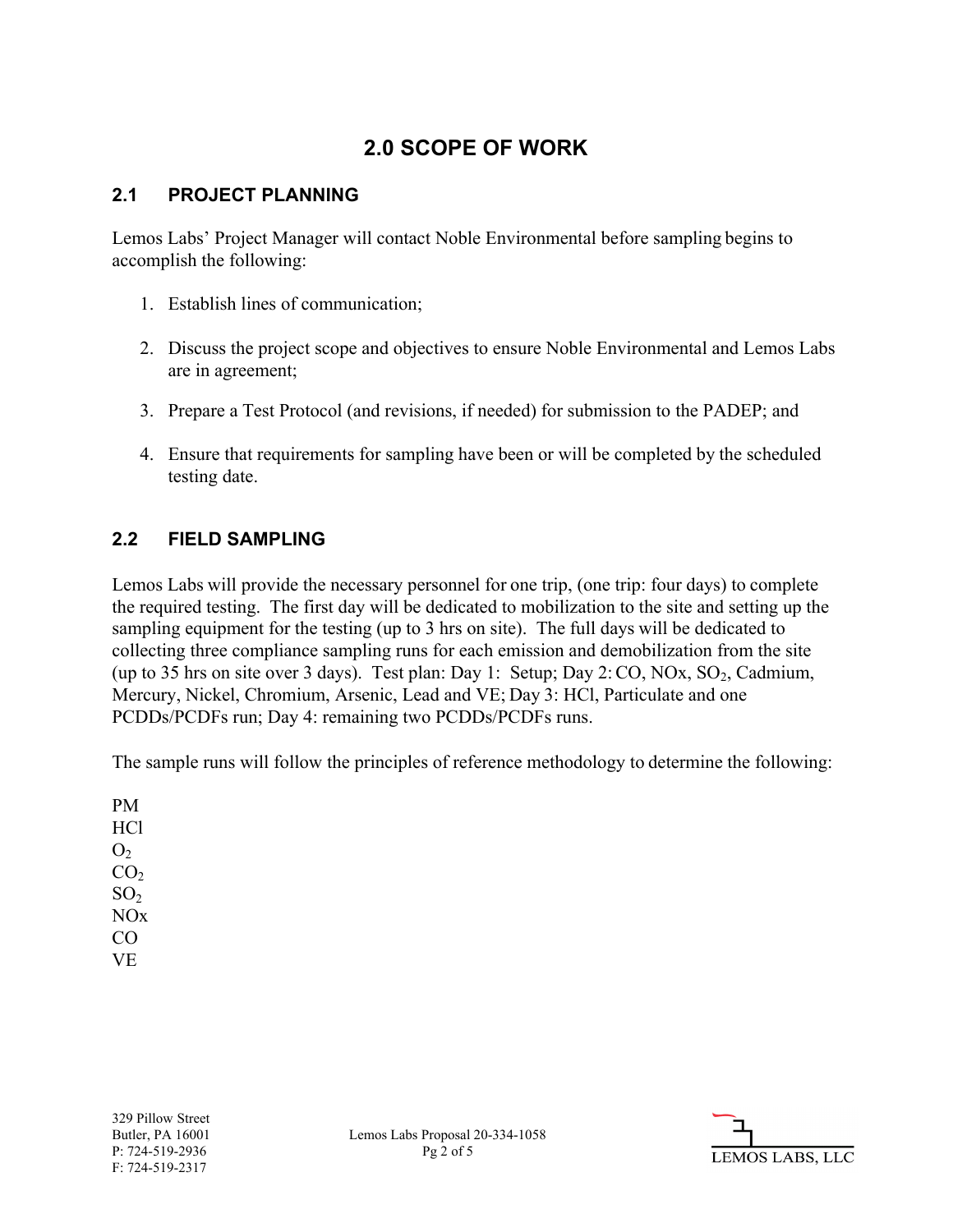# 2.0 SCOPE OF WORK

## 2.1 PROJECT PLANNING

Lemos Labs' Project Manager will contact Noble Environmental before sampling begins to accomplish the following:

1. Establish lines of communication;
2. Discuss the project scope and objectives to ensure Noble Environmental and Lemos Labs are in agreement;
3. Prepare a Test Protocol (and revisions, if needed) for submission to the PADEP; and
4. Ensure that requirements for sampling have been or will be completed by the scheduled testing date.

## 2.2 FIELD SAMPLING

Lemos Labs will provide the necessary personnel for one trip, (one trip: four days) to complete the required testing. The first day will be dedicated to mobilization to the site and setting up the sampling equipment for the testing (up to 3 hrs on site). The full days will be dedicated to collecting three compliance sampling runs for each emission and demobilization from the site (up to 35 hrs on site over 3 days). Test plan: Day 1: Setup; Day 2: CO, NOx, $SO_2$, Cadmium, Mercury, Nickel, Chromium, Arsenic, Lead and VE; Day 3: HCl, Particulate and one PCDDs/PCDFs run; Day 4: remaining two PCDDs/PCDFs runs.

The sample runs will follow the principles of reference methodology to determine the following:

PM  
HCl  
$O_2$  
$CO_2$  
$SO_2$  
NOx  
CO  
VE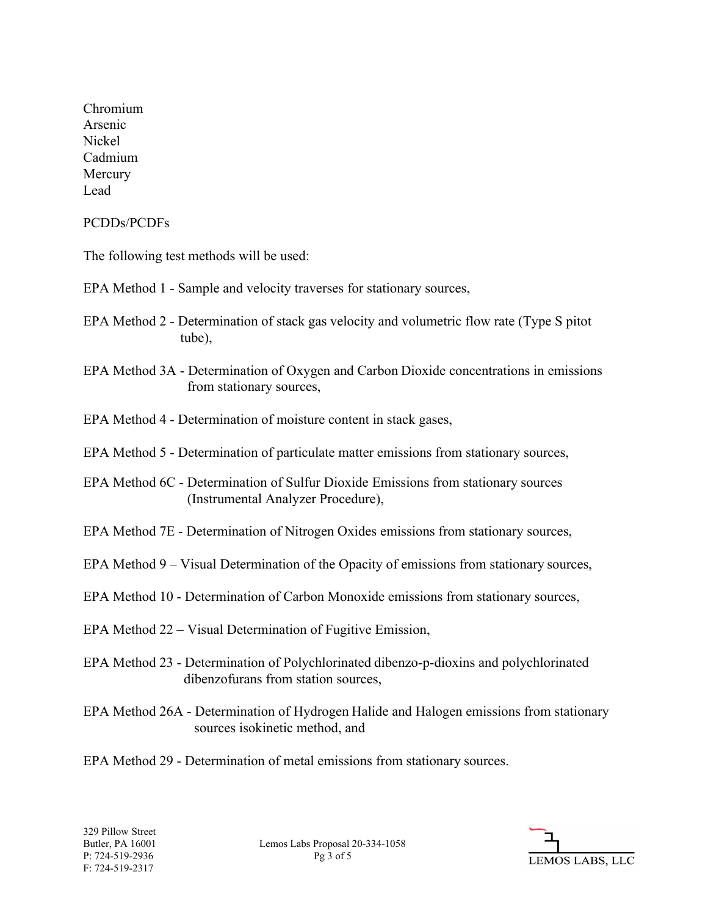Chromium
Arsenic
Nickel
Cadmium
Mercury
Lead

PCDDs/PCDFs

The following test methods will be used:

EPA Method 1 - Sample and velocity traverses for stationary sources,

EPA Method 2 - Determination of stack gas velocity and volumetric flow rate (Type S pitot tube),

EPA Method 3A - Determination of Oxygen and Carbon Dioxide concentrations in emissions from stationary sources,

EPA Method 4 - Determination of moisture content in stack gases,

EPA Method 5 - Determination of particulate matter emissions from stationary sources,

EPA Method 6C - Determination of Sulfur Dioxide Emissions from stationary sources (Instrumental Analyzer Procedure),

EPA Method 7E - Determination of Nitrogen Oxides emissions from stationary sources,

EPA Method 9 – Visual Determination of the Opacity of emissions from stationary sources,

EPA Method 10 - Determination of Carbon Monoxide emissions from stationary sources,

EPA Method 22 – Visual Determination of Fugitive Emission,

EPA Method 23 - Determination of Polychlorinated dibenzo-p-dioxins and polychlorinated dibenzofurans from station sources,

EPA Method 26A - Determination of Hydrogen Halide and Halogen emissions from stationary sources isokinetic method, and

EPA Method 29 - Determination of metal emissions from stationary sources.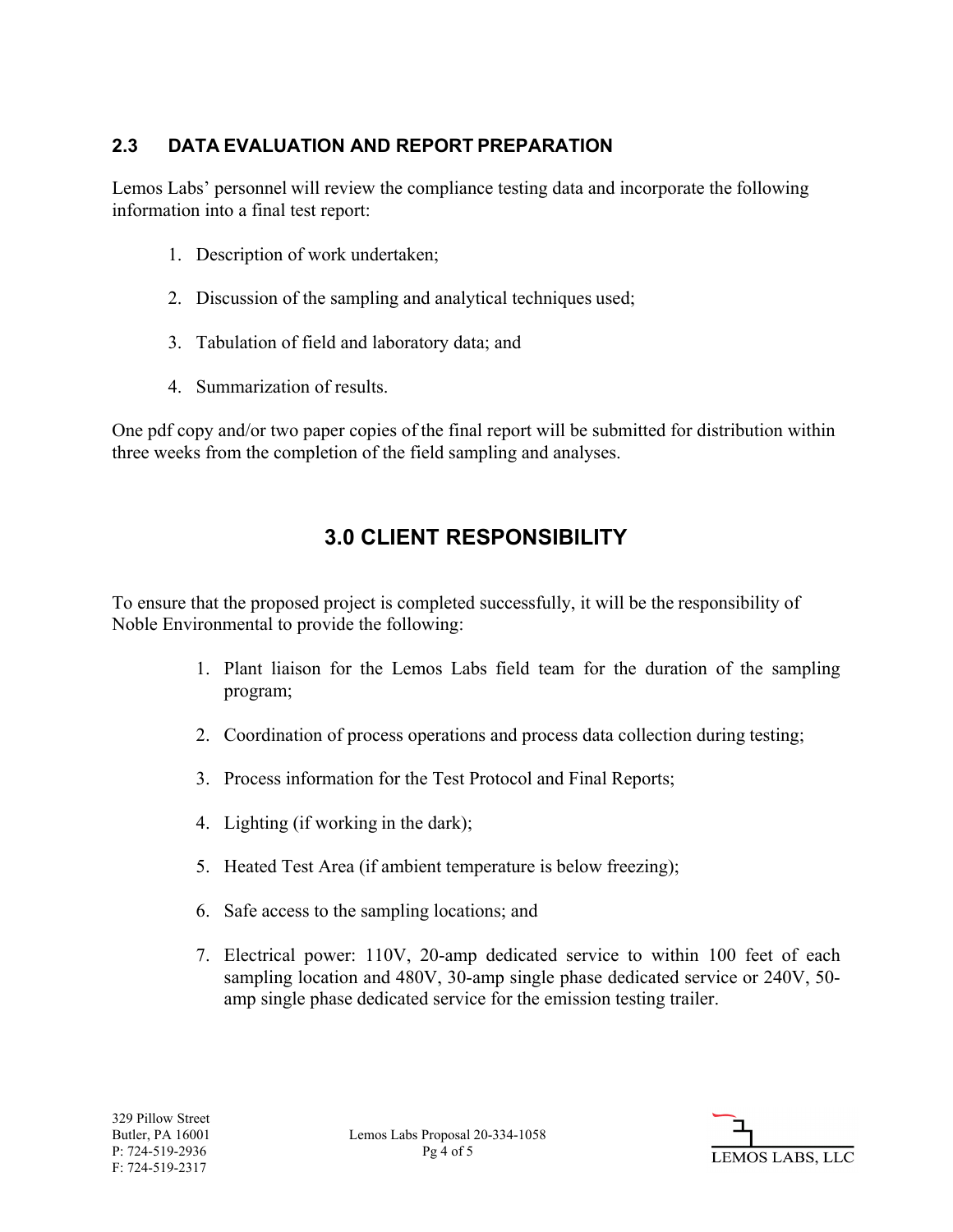### 2.3 DATA EVALUATION AND REPORT PREPARATION

Lemos Labs' personnel will review the compliance testing data and incorporate the following information into a final test report:

1. Description of work undertaken;
2. Discussion of the sampling and analytical techniques used;
3. Tabulation of field and laboratory data; and
4. Summarization of results.

One pdf copy and/or two paper copies of the final report will be submitted for distribution within three weeks from the completion of the field sampling and analyses.

## 3.0 CLIENT RESPONSIBILITY

To ensure that the proposed project is completed successfully, it will be the responsibility of Noble Environmental to provide the following:

1. Plant liaison for the Lemos Labs field team for the duration of the sampling program;
2. Coordination of process operations and process data collection during testing;
3. Process information for the Test Protocol and Final Reports;
4. Lighting (if working in the dark);
5. Heated Test Area (if ambient temperature is below freezing);
6. Safe access to the sampling locations; and
7. Electrical power: 110V, 20-amp dedicated service to within 100 feet of each sampling location and 480V, 30-amp single phase dedicated service or 240V, 50-amp single phase dedicated service for the emission testing trailer.